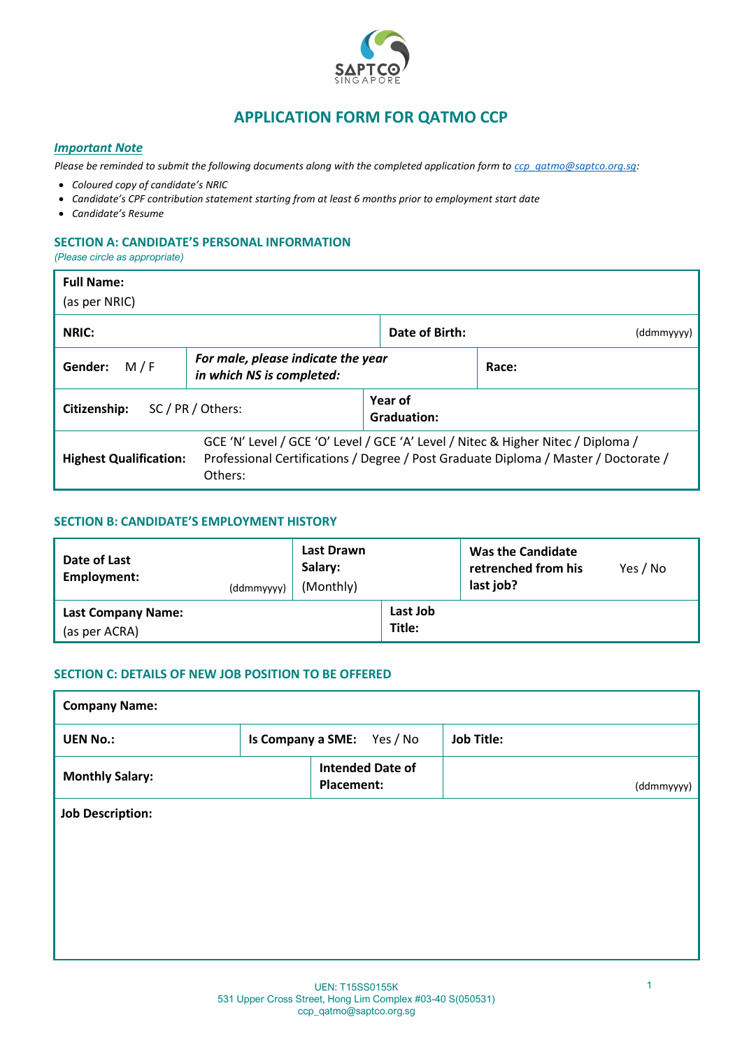# APPLICATION FORM FOR QATMO CCP

***Important Note***

*Please be reminded to submit the following documents along with the completed application form to [ccp_qatmo@saptco.org.sg](mailto:ccp_qatmo@saptco.org.sg):*

- *Coloured copy of candidate's NRIC*
- *Candidate's CPF contribution statement starting from at least 6 months prior to employment start date*
- *Candidate's Resume*

## SECTION A: CANDIDATE'S PERSONAL INFORMATION

*(Please circle as appropriate)*

| | | | |
|---|---|---|---|
| **Full Name:** (as per NRIC) | | | |
| **NRIC:** | | **Date of Birth:** | (ddmmyyyy) |
| **Gender:** M / F | ***For male, please indicate the year in which NS is completed:*** | | **Race:** |
| **Citizenship:** SC / PR / Others: | | **Year of Graduation:** | |
| **Highest Qualification:** | GCE 'N' Level / GCE 'O' Level / GCE 'A' Level / Nitec & Higher Nitec / Diploma / Professional Certifications / Degree / Post Graduate Diploma / Master / Doctorate / Others: | | |

## SECTION B: CANDIDATE'S EMPLOYMENT HISTORY

| | | | |
|---|---|---|---|
| **Date of Last Employment:** (ddmmyyyy) | **Last Drawn Salary:** (Monthly) | | **Was the Candidate retrenched from his last job?** Yes / No |
| **Last Company Name:** (as per ACRA) | | **Last Job Title:** | |

## SECTION C: DETAILS OF NEW JOB POSITION TO BE OFFERED

| | | | |
|---|---|---|---|
| **Company Name:** | | | |
| **UEN No.:** | **Is Company a SME:** Yes / No | | **Job Title:** |
| **Monthly Salary:** | | **Intended Date of Placement:** | (ddmmyyyy) |
| **Job Description:** | | | |

UEN: T15SS0155K
531 Upper Cross Street, Hong Lim Complex #03-40 S(050531)
ccp_qatmo@saptco.org.sg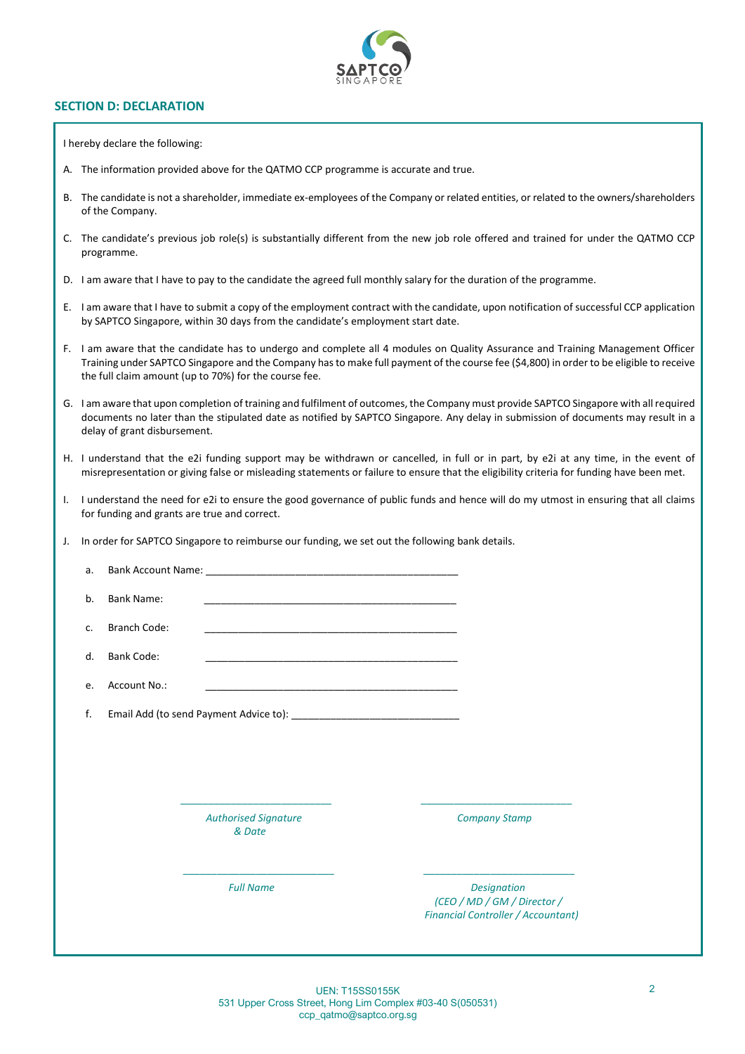## SECTION D: DECLARATION

I hereby declare the following:

A. The information provided above for the QATMO CCP programme is accurate and true.

B. The candidate is not a shareholder, immediate ex-employees of the Company or related entities, or related to the owners/shareholders of the Company.

C. The candidate's previous job role(s) is substantially different from the new job role offered and trained for under the QATMO CCP programme.

D. I am aware that I have to pay to the candidate the agreed full monthly salary for the duration of the programme.

E. I am aware that I have to submit a copy of the employment contract with the candidate, upon notification of successful CCP application by SAPTCO Singapore, within 30 days from the candidate's employment start date.

F. I am aware that the candidate has to undergo and complete all 4 modules on Quality Assurance and Training Management Officer Training under SAPTCO Singapore and the Company has to make full payment of the course fee ($4,800) in order to be eligible to receive the full claim amount (up to 70%) for the course fee.

G. I am aware that upon completion of training and fulfilment of outcomes, the Company must provide SAPTCO Singapore with all required documents no later than the stipulated date as notified by SAPTCO Singapore. Any delay in submission of documents may result in a delay of grant disbursement.

H. I understand that the e2i funding support may be withdrawn or cancelled, in full or in part, by e2i at any time, in the event of misrepresentation or giving false or misleading statements or failure to ensure that the eligibility criteria for funding have been met.

I. I understand the need for e2i to ensure the good governance of public funds and hence will do my utmost in ensuring that all claims for funding and grants are true and correct.

J. In order for SAPTCO Singapore to reimburse our funding, we set out the following bank details.

   a. Bank Account Name: ______________________________________________

   b. Bank Name: ______________________________________________

   c. Branch Code: ______________________________________________

   d. Bank Code: ______________________________________________

   e. Account No.: ______________________________________________

   f. Email Add (to send Payment Advice to): ______________________________

___________________________
*Authorised Signature & Date*

___________________________
*Company Stamp*

___________________________
*Full Name*

___________________________
*Designation (CEO / MD / GM / Director / Financial Controller / Accountant)*

UEN: T15SS0155K
531 Upper Cross Street, Hong Lim Complex #03-40 S(050531)
ccp_qatmo@saptco.org.sg